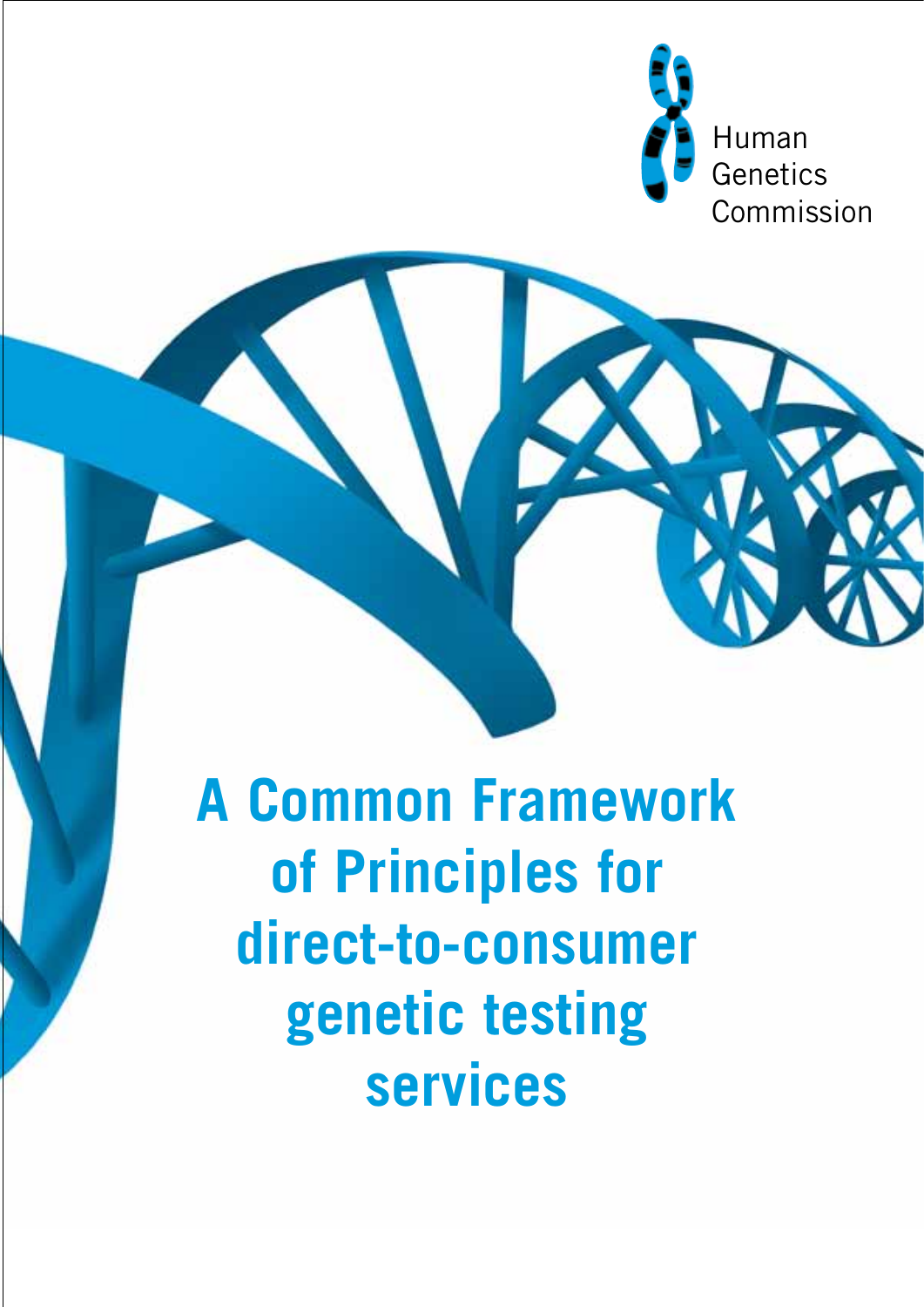Human Genetics Commission

# A Common Framework of Principles for direct-to-consumer genetic testing services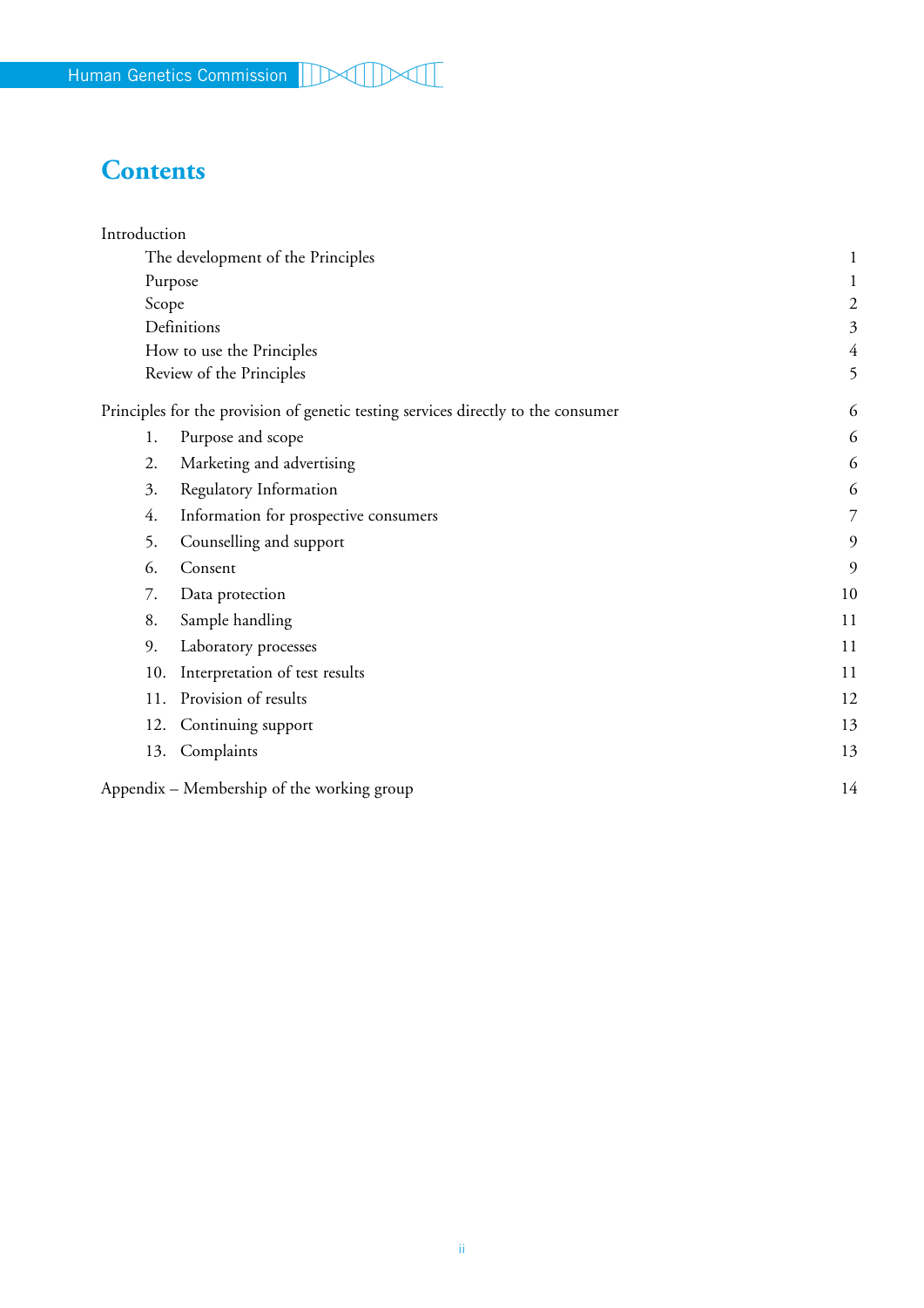# Contents

Introduction

- The development of the Principles 1
- Purpose 1
- Scope 2
- Definitions 3
- How to use the Principles 4
- Review of the Principles 5

Principles for the provision of genetic testing services directly to the consumer 6

1. Purpose and scope 6
2. Marketing and advertising 6
3. Regulatory Information 6
4. Information for prospective consumers 7
5. Counselling and support 9
6. Consent 9
7. Data protection 10
8. Sample handling 11
9. Laboratory processes 11
10. Interpretation of test results 11
11. Provision of results 12
12. Continuing support 13
13. Complaints 13

Appendix – Membership of the working group 14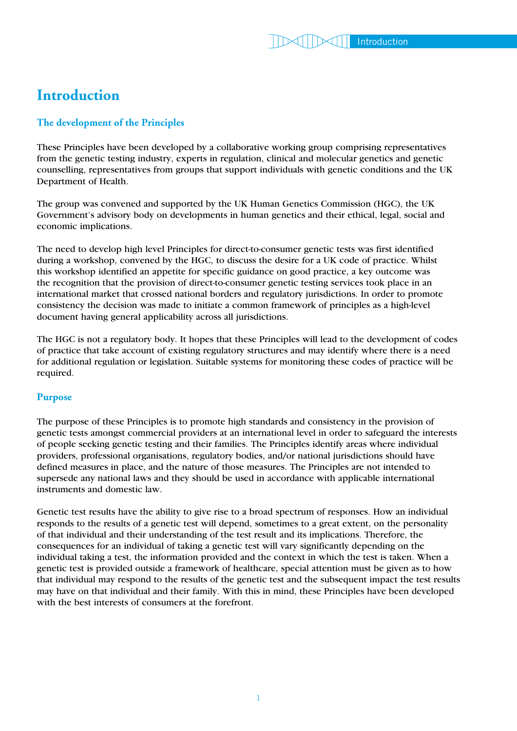# Introduction

## The development of the Principles

These Principles have been developed by a collaborative working group comprising representatives from the genetic testing industry, experts in regulation, clinical and molecular genetics and genetic counselling, representatives from groups that support individuals with genetic conditions and the UK Department of Health.

The group was convened and supported by the UK Human Genetics Commission (HGC), the UK Government's advisory body on developments in human genetics and their ethical, legal, social and economic implications.

The need to develop high level Principles for direct-to-consumer genetic tests was first identified during a workshop, convened by the HGC, to discuss the desire for a UK code of practice. Whilst this workshop identified an appetite for specific guidance on good practice, a key outcome was the recognition that the provision of direct-to-consumer genetic testing services took place in an international market that crossed national borders and regulatory jurisdictions. In order to promote consistency the decision was made to initiate a common framework of principles as a high-level document having general applicability across all jurisdictions.

The HGC is not a regulatory body. It hopes that these Principles will lead to the development of codes of practice that take account of existing regulatory structures and may identify where there is a need for additional regulation or legislation. Suitable systems for monitoring these codes of practice will be required.

## Purpose

The purpose of these Principles is to promote high standards and consistency in the provision of genetic tests amongst commercial providers at an international level in order to safeguard the interests of people seeking genetic testing and their families. The Principles identify areas where individual providers, professional organisations, regulatory bodies, and/or national jurisdictions should have defined measures in place, and the nature of those measures. The Principles are not intended to supersede any national laws and they should be used in accordance with applicable international instruments and domestic law.

Genetic test results have the ability to give rise to a broad spectrum of responses. How an individual responds to the results of a genetic test will depend, sometimes to a great extent, on the personality of that individual and their understanding of the test result and its implications. Therefore, the consequences for an individual of taking a genetic test will vary significantly depending on the individual taking a test, the information provided and the context in which the test is taken. When a genetic test is provided outside a framework of healthcare, special attention must be given as to how that individual may respond to the results of the genetic test and the subsequent impact the test results may have on that individual and their family. With this in mind, these Principles have been developed with the best interests of consumers at the forefront.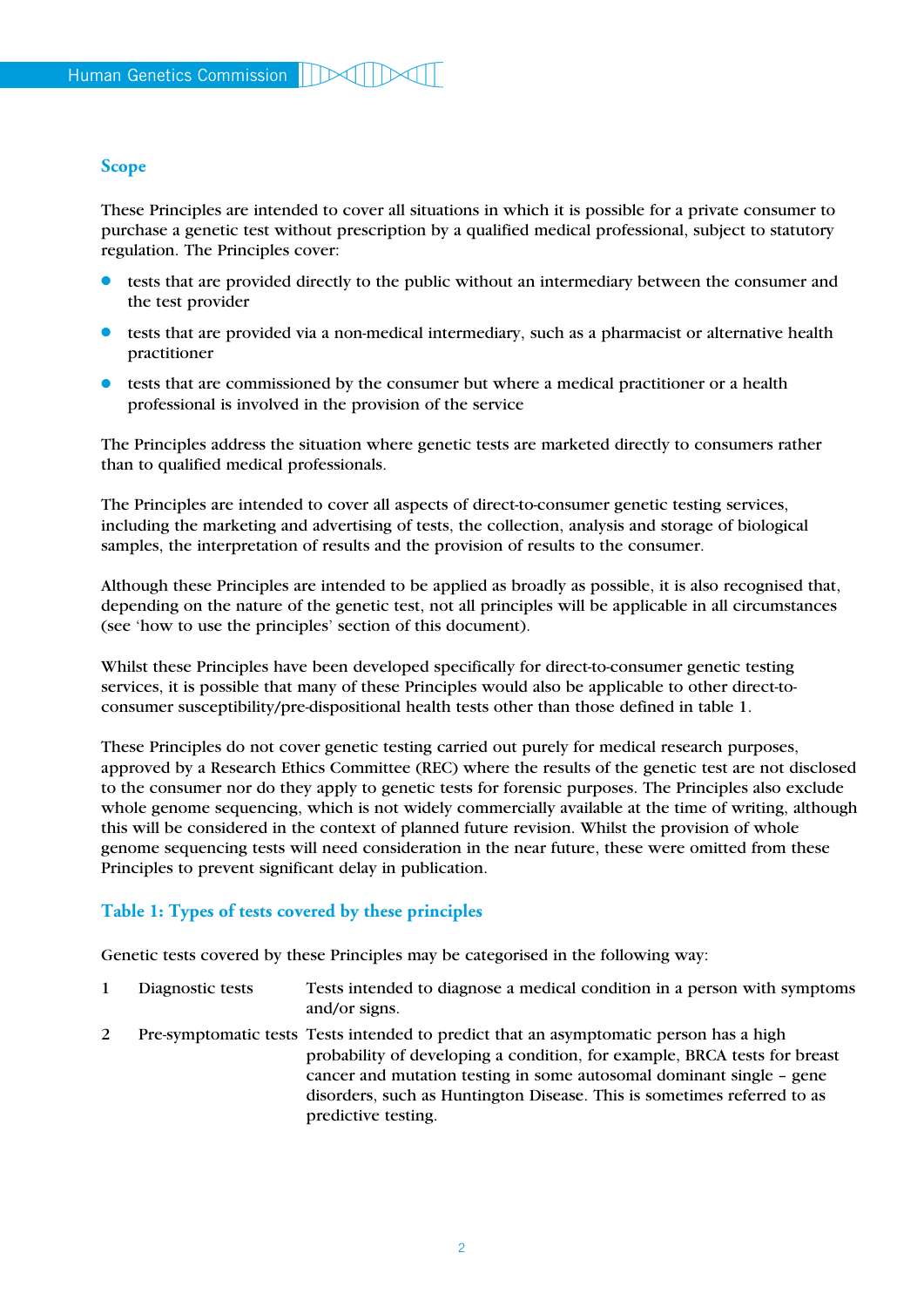## Scope

These Principles are intended to cover all situations in which it is possible for a private consumer to purchase a genetic test without prescription by a qualified medical professional, subject to statutory regulation. The Principles cover:

- tests that are provided directly to the public without an intermediary between the consumer and the test provider
- tests that are provided via a non-medical intermediary, such as a pharmacist or alternative health practitioner
- tests that are commissioned by the consumer but where a medical practitioner or a health professional is involved in the provision of the service

The Principles address the situation where genetic tests are marketed directly to consumers rather than to qualified medical professionals.

The Principles are intended to cover all aspects of direct-to-consumer genetic testing services, including the marketing and advertising of tests, the collection, analysis and storage of biological samples, the interpretation of results and the provision of results to the consumer.

Although these Principles are intended to be applied as broadly as possible, it is also recognised that, depending on the nature of the genetic test, not all principles will be applicable in all circumstances (see 'how to use the principles' section of this document).

Whilst these Principles have been developed specifically for direct-to-consumer genetic testing services, it is possible that many of these Principles would also be applicable to other direct-to-consumer susceptibility/pre-dispositional health tests other than those defined in table 1.

These Principles do not cover genetic testing carried out purely for medical research purposes, approved by a Research Ethics Committee (REC) where the results of the genetic test are not disclosed to the consumer nor do they apply to genetic tests for forensic purposes. The Principles also exclude whole genome sequencing, which is not widely commercially available at the time of writing, although this will be considered in the context of planned future revision. Whilst the provision of whole genome sequencing tests will need consideration in the near future, these were omitted from these Principles to prevent significant delay in publication.

### Table 1: Types of tests covered by these principles

Genetic tests covered by these Principles may be categorised in the following way:

| | | |
|---|---|---|
| 1 | Diagnostic tests | Tests intended to diagnose a medical condition in a person with symptoms and/or signs. |
| 2 | Pre-symptomatic tests | Tests intended to predict that an asymptomatic person has a high probability of developing a condition, for example, BRCA tests for breast cancer and mutation testing in some autosomal dominant single – gene disorders, such as Huntington Disease. This is sometimes referred to as predictive testing. |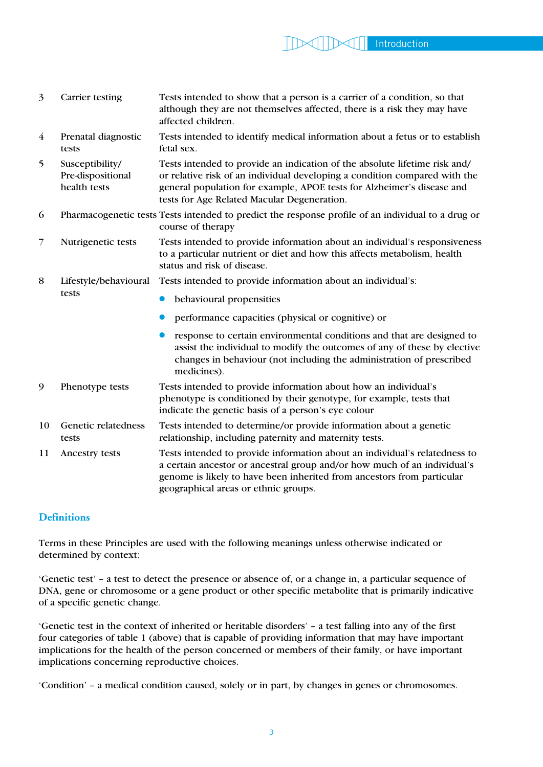| | | |
|---|---|---|
| 3 | Carrier testing | Tests intended to show that a person is a carrier of a condition, so that although they are not themselves affected, there is a risk they may have affected children. |
| 4 | Prenatal diagnostic tests | Tests intended to identify medical information about a fetus or to establish fetal sex. |
| 5 | Susceptibility/ Pre-dispositional health tests | Tests intended to provide an indication of the absolute lifetime risk and/ or relative risk of an individual developing a condition compared with the general population for example, APOE tests for Alzheimer's disease and tests for Age Related Macular Degeneration. |
| 6 | Pharmacogenetic tests | Tests intended to predict the response profile of an individual to a drug or course of therapy |
| 7 | Nutrigenetic tests | Tests intended to provide information about an individual's responsiveness to a particular nutrient or diet and how this affects metabolism, health status and risk of disease. |
| 8 | Lifestyle/behavioural tests | Tests intended to provide information about an individual's: <br>• behavioural propensities <br>• performance capacities (physical or cognitive) or <br>• response to certain environmental conditions and that are designed to assist the individual to modify the outcomes of any of these by elective changes in behaviour (not including the administration of prescribed medicines). |
| 9 | Phenotype tests | Tests intended to provide information about how an individual's phenotype is conditioned by their genotype, for example, tests that indicate the genetic basis of a person's eye colour |
| 10 | Genetic relatedness tests | Tests intended to determine/or provide information about a genetic relationship, including paternity and maternity tests. |
| 11 | Ancestry tests | Tests intended to provide information about an individual's relatedness to a certain ancestor or ancestral group and/or how much of an individual's genome is likely to have been inherited from ancestors from particular geographical areas or ethnic groups. |

## Definitions

Terms in these Principles are used with the following meanings unless otherwise indicated or determined by context:

'Genetic test' – a test to detect the presence or absence of, or a change in, a particular sequence of DNA, gene or chromosome or a gene product or other specific metabolite that is primarily indicative of a specific genetic change.

'Genetic test in the context of inherited or heritable disorders' – a test falling into any of the first four categories of table 1 (above) that is capable of providing information that may have important implications for the health of the person concerned or members of their family, or have important implications concerning reproductive choices.

'Condition' – a medical condition caused, solely or in part, by changes in genes or chromosomes.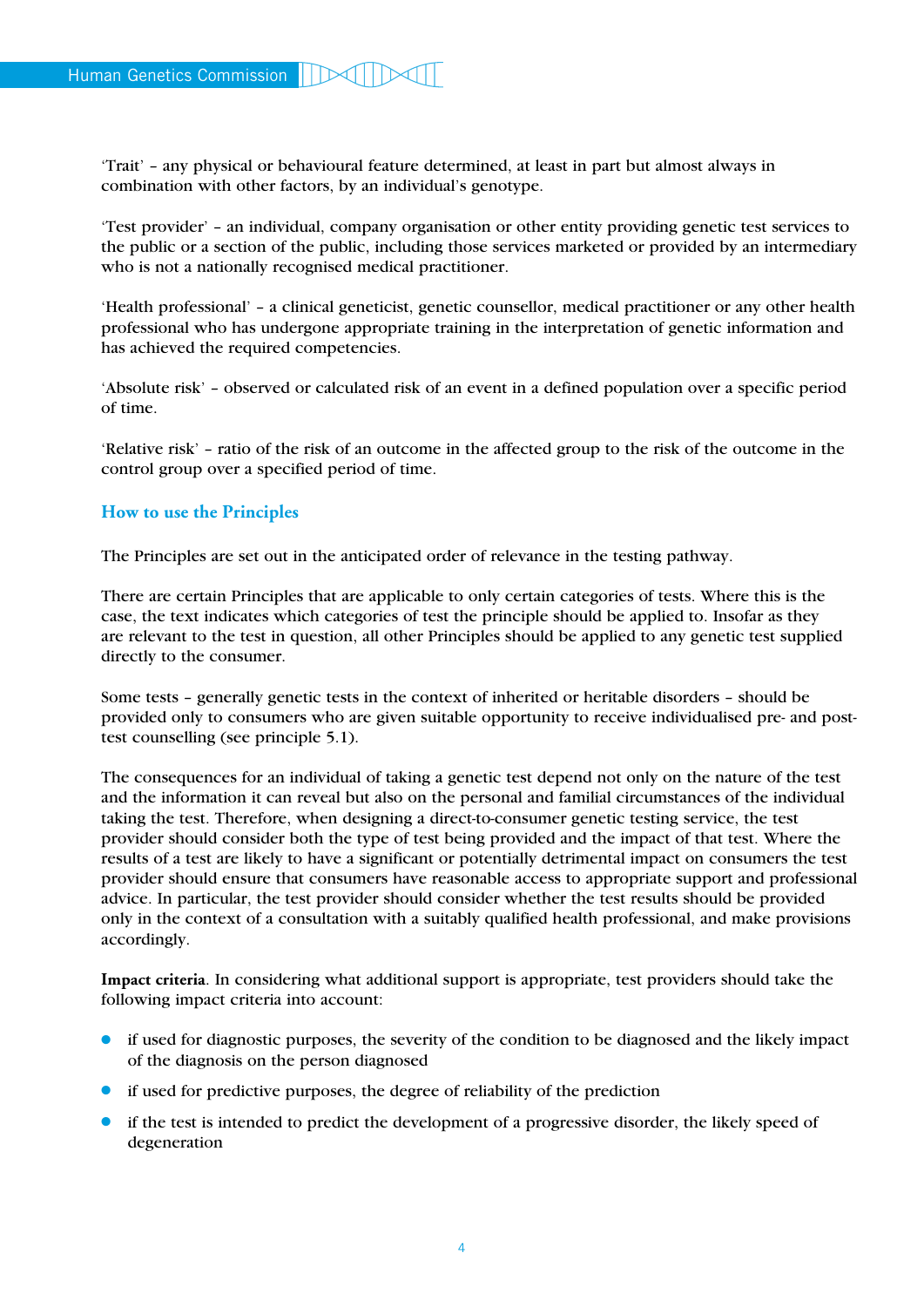'Trait' – any physical or behavioural feature determined, at least in part but almost always in combination with other factors, by an individual's genotype.

'Test provider' – an individual, company organisation or other entity providing genetic test services to the public or a section of the public, including those services marketed or provided by an intermediary who is not a nationally recognised medical practitioner.

'Health professional' – a clinical geneticist, genetic counsellor, medical practitioner or any other health professional who has undergone appropriate training in the interpretation of genetic information and has achieved the required competencies.

'Absolute risk' – observed or calculated risk of an event in a defined population over a specific period of time.

'Relative risk' – ratio of the risk of an outcome in the affected group to the risk of the outcome in the control group over a specified period of time.

## How to use the Principles

The Principles are set out in the anticipated order of relevance in the testing pathway.

There are certain Principles that are applicable to only certain categories of tests. Where this is the case, the text indicates which categories of test the principle should be applied to. Insofar as they are relevant to the test in question, all other Principles should be applied to any genetic test supplied directly to the consumer.

Some tests – generally genetic tests in the context of inherited or heritable disorders – should be provided only to consumers who are given suitable opportunity to receive individualised pre- and post-test counselling (see principle 5.1).

The consequences for an individual of taking a genetic test depend not only on the nature of the test and the information it can reveal but also on the personal and familial circumstances of the individual taking the test. Therefore, when designing a direct-to-consumer genetic testing service, the test provider should consider both the type of test being provided and the impact of that test. Where the results of a test are likely to have a significant or potentially detrimental impact on consumers the test provider should ensure that consumers have reasonable access to appropriate support and professional advice. In particular, the test provider should consider whether the test results should be provided only in the context of a consultation with a suitably qualified health professional, and make provisions accordingly.

**Impact criteria**. In considering what additional support is appropriate, test providers should take the following impact criteria into account:

- if used for diagnostic purposes, the severity of the condition to be diagnosed and the likely impact of the diagnosis on the person diagnosed
- if used for predictive purposes, the degree of reliability of the prediction
- if the test is intended to predict the development of a progressive disorder, the likely speed of degeneration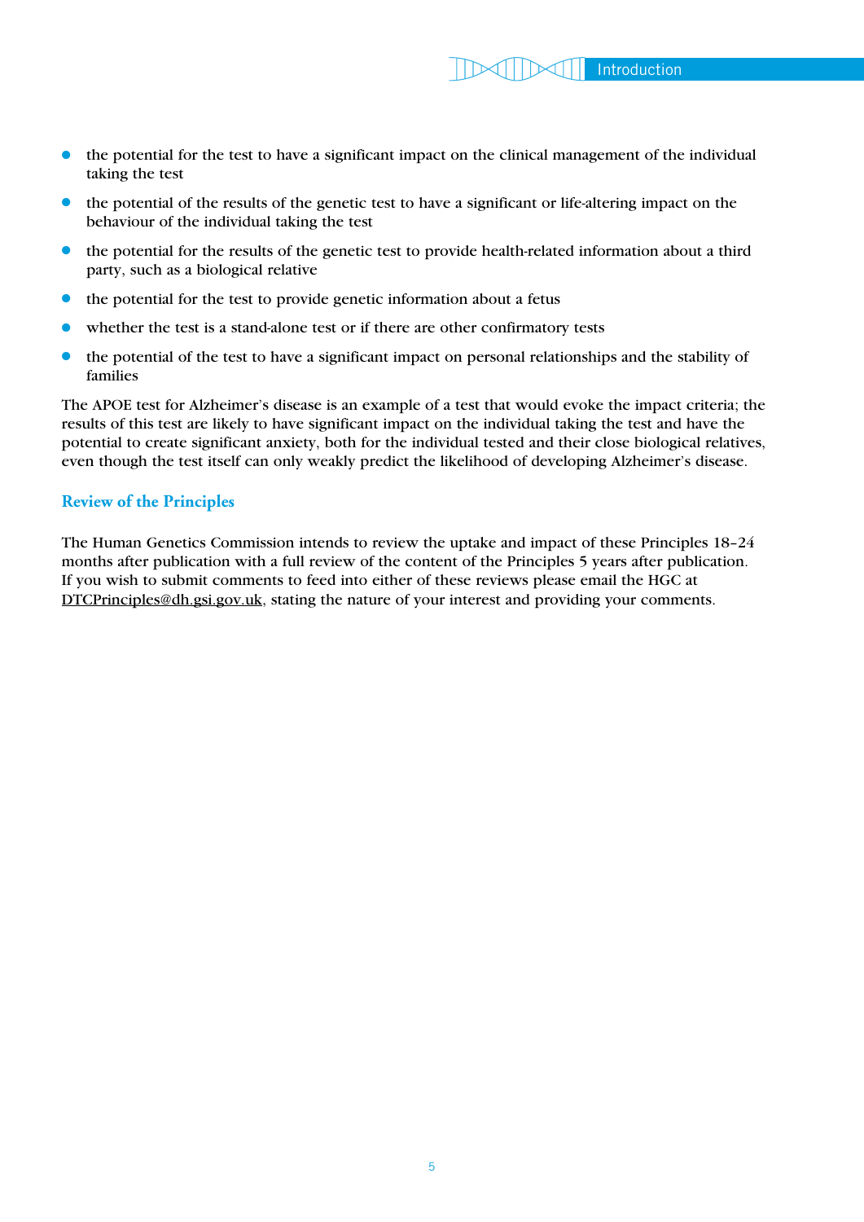- the potential for the test to have a significant impact on the clinical management of the individual taking the test
- the potential of the results of the genetic test to have a significant or life-altering impact on the behaviour of the individual taking the test
- the potential for the results of the genetic test to provide health-related information about a third party, such as a biological relative
- the potential for the test to provide genetic information about a fetus
- whether the test is a stand-alone test or if there are other confirmatory tests
- the potential of the test to have a significant impact on personal relationships and the stability of families

The APOE test for Alzheimer's disease is an example of a test that would evoke the impact criteria; the results of this test are likely to have significant impact on the individual taking the test and have the potential to create significant anxiety, both for the individual tested and their close biological relatives, even though the test itself can only weakly predict the likelihood of developing Alzheimer's disease.

## Review of the Principles

The Human Genetics Commission intends to review the uptake and impact of these Principles 18–24 months after publication with a full review of the content of the Principles 5 years after publication. If you wish to submit comments to feed into either of these reviews please email the HGC at DTCPrinciples@dh.gsi.gov.uk, stating the nature of your interest and providing your comments.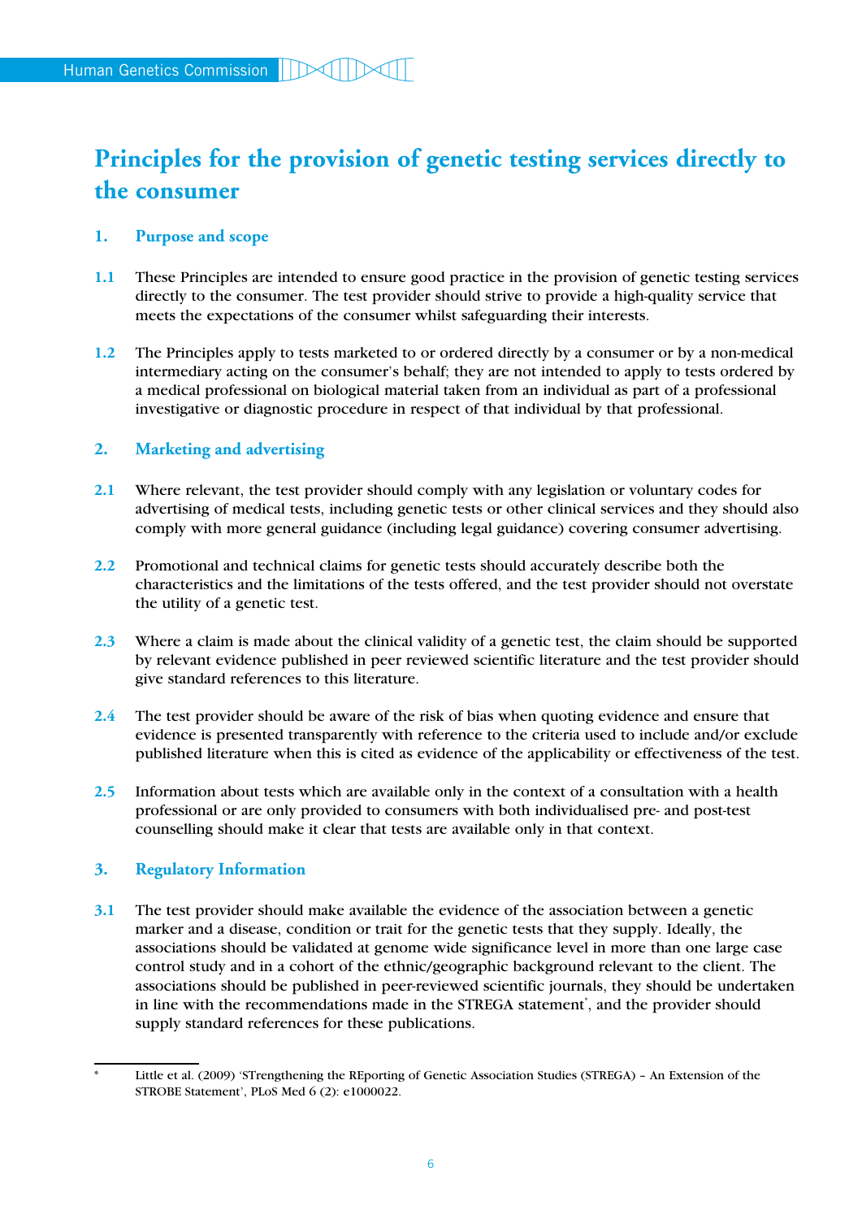# Principles for the provision of genetic testing services directly to the consumer

## 1. Purpose and scope

**1.1** These Principles are intended to ensure good practice in the provision of genetic testing services directly to the consumer. The test provider should strive to provide a high-quality service that meets the expectations of the consumer whilst safeguarding their interests.

**1.2** The Principles apply to tests marketed to or ordered directly by a consumer or by a non-medical intermediary acting on the consumer's behalf; they are not intended to apply to tests ordered by a medical professional on biological material taken from an individual as part of a professional investigative or diagnostic procedure in respect of that individual by that professional.

## 2. Marketing and advertising

**2.1** Where relevant, the test provider should comply with any legislation or voluntary codes for advertising of medical tests, including genetic tests or other clinical services and they should also comply with more general guidance (including legal guidance) covering consumer advertising.

**2.2** Promotional and technical claims for genetic tests should accurately describe both the characteristics and the limitations of the tests offered, and the test provider should not overstate the utility of a genetic test.

**2.3** Where a claim is made about the clinical validity of a genetic test, the claim should be supported by relevant evidence published in peer reviewed scientific literature and the test provider should give standard references to this literature.

**2.4** The test provider should be aware of the risk of bias when quoting evidence and ensure that evidence is presented transparently with reference to the criteria used to include and/or exclude published literature when this is cited as evidence of the applicability or effectiveness of the test.

**2.5** Information about tests which are available only in the context of a consultation with a health professional or are only provided to consumers with both individualised pre- and post-test counselling should make it clear that tests are available only in that context.

## 3. Regulatory Information

**3.1** The test provider should make available the evidence of the association between a genetic marker and a disease, condition or trait for the genetic tests that they supply. Ideally, the associations should be validated at genome wide significance level in more than one large case control study and in a cohort of the ethnic/geographic background relevant to the client. The associations should be published in peer-reviewed scientific journals, they should be undertaken in line with the recommendations made in the STREGA statement*, and the provider should supply standard references for these publications.

---

* Little et al. (2009) 'STrengthening the REporting of Genetic Association Studies (STREGA) – An Extension of the STROBE Statement', PLoS Med 6 (2): e1000022.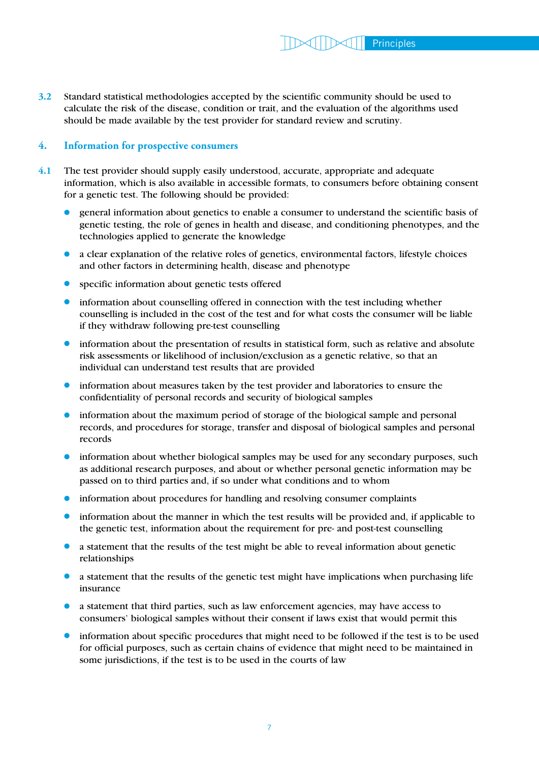3.2 Standard statistical methodologies accepted by the scientific community should be used to calculate the risk of the disease, condition or trait, and the evaluation of the algorithms used should be made available by the test provider for standard review and scrutiny.

## 4. Information for prospective consumers

4.1 The test provider should supply easily understood, accurate, appropriate and adequate information, which is also available in accessible formats, to consumers before obtaining consent for a genetic test. The following should be provided:

- general information about genetics to enable a consumer to understand the scientific basis of genetic testing, the role of genes in health and disease, and conditioning phenotypes, and the technologies applied to generate the knowledge
- a clear explanation of the relative roles of genetics, environmental factors, lifestyle choices and other factors in determining health, disease and phenotype
- specific information about genetic tests offered
- information about counselling offered in connection with the test including whether counselling is included in the cost of the test and for what costs the consumer will be liable if they withdraw following pre-test counselling
- information about the presentation of results in statistical form, such as relative and absolute risk assessments or likelihood of inclusion/exclusion as a genetic relative, so that an individual can understand test results that are provided
- information about measures taken by the test provider and laboratories to ensure the confidentiality of personal records and security of biological samples
- information about the maximum period of storage of the biological sample and personal records, and procedures for storage, transfer and disposal of biological samples and personal records
- information about whether biological samples may be used for any secondary purposes, such as additional research purposes, and about or whether personal genetic information may be passed on to third parties and, if so under what conditions and to whom
- information about procedures for handling and resolving consumer complaints
- information about the manner in which the test results will be provided and, if applicable to the genetic test, information about the requirement for pre- and post-test counselling
- a statement that the results of the test might be able to reveal information about genetic relationships
- a statement that the results of the genetic test might have implications when purchasing life insurance
- a statement that third parties, such as law enforcement agencies, may have access to consumers' biological samples without their consent if laws exist that would permit this
- information about specific procedures that might need to be followed if the test is to be used for official purposes, such as certain chains of evidence that might need to be maintained in some jurisdictions, if the test is to be used in the courts of law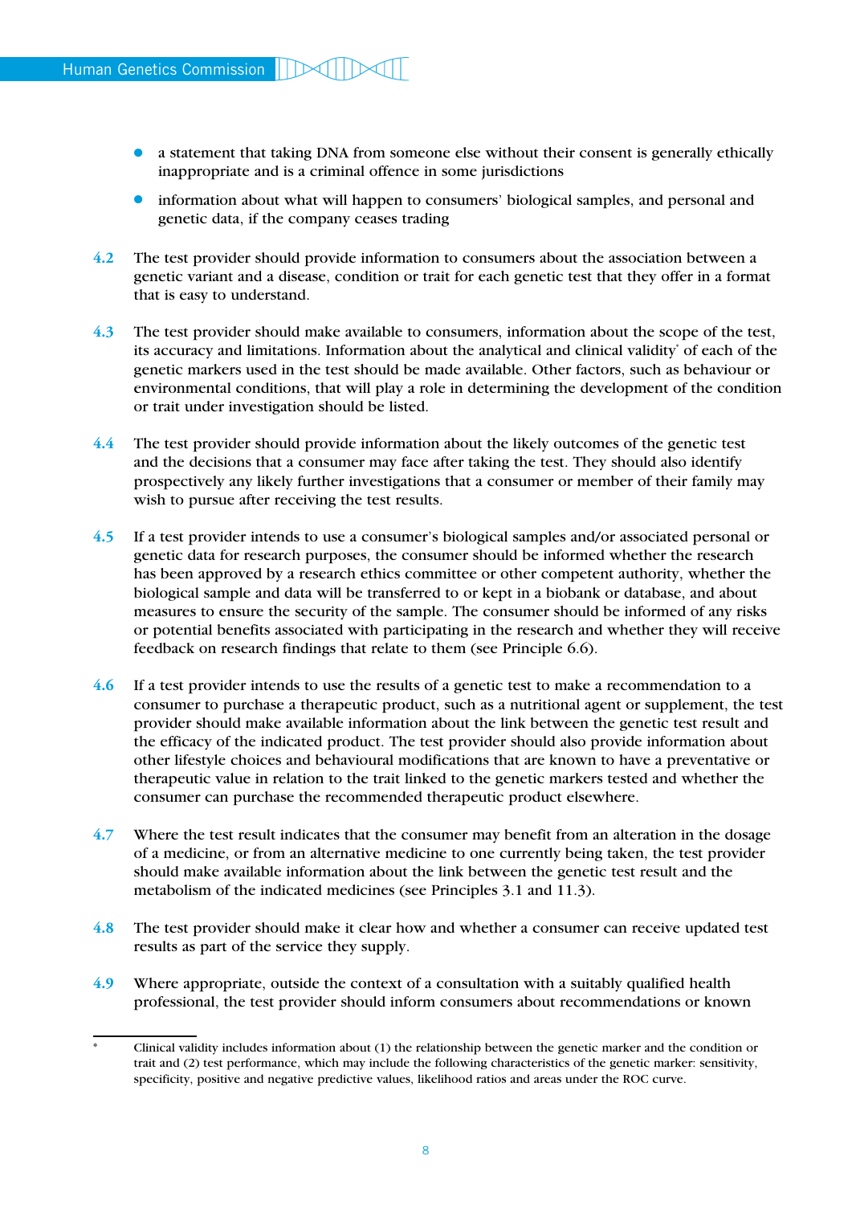- a statement that taking DNA from someone else without their consent is generally ethically inappropriate and is a criminal offence in some jurisdictions
- information about what will happen to consumers' biological samples, and personal and genetic data, if the company ceases trading

**4.2** The test provider should provide information to consumers about the association between a genetic variant and a disease, condition or trait for each genetic test that they offer in a format that is easy to understand.

**4.3** The test provider should make available to consumers, information about the scope of the test, its accuracy and limitations. Information about the analytical and clinical validity* of each of the genetic markers used in the test should be made available. Other factors, such as behaviour or environmental conditions, that will play a role in determining the development of the condition or trait under investigation should be listed.

**4.4** The test provider should provide information about the likely outcomes of the genetic test and the decisions that a consumer may face after taking the test. They should also identify prospectively any likely further investigations that a consumer or member of their family may wish to pursue after receiving the test results.

**4.5** If a test provider intends to use a consumer's biological samples and/or associated personal or genetic data for research purposes, the consumer should be informed whether the research has been approved by a research ethics committee or other competent authority, whether the biological sample and data will be transferred to or kept in a biobank or database, and about measures to ensure the security of the sample. The consumer should be informed of any risks or potential benefits associated with participating in the research and whether they will receive feedback on research findings that relate to them (see Principle 6.6).

**4.6** If a test provider intends to use the results of a genetic test to make a recommendation to a consumer to purchase a therapeutic product, such as a nutritional agent or supplement, the test provider should make available information about the link between the genetic test result and the efficacy of the indicated product. The test provider should also provide information about other lifestyle choices and behavioural modifications that are known to have a preventative or therapeutic value in relation to the trait linked to the genetic markers tested and whether the consumer can purchase the recommended therapeutic product elsewhere.

**4.7** Where the test result indicates that the consumer may benefit from an alteration in the dosage of a medicine, or from an alternative medicine to one currently being taken, the test provider should make available information about the link between the genetic test result and the metabolism of the indicated medicines (see Principles 3.1 and 11.3).

**4.8** The test provider should make it clear how and whether a consumer can receive updated test results as part of the service they supply.

**4.9** Where appropriate, outside the context of a consultation with a suitably qualified health professional, the test provider should inform consumers about recommendations or known

---

\* Clinical validity includes information about (1) the relationship between the genetic marker and the condition or trait and (2) test performance, which may include the following characteristics of the genetic marker: sensitivity, specificity, positive and negative predictive values, likelihood ratios and areas under the ROC curve.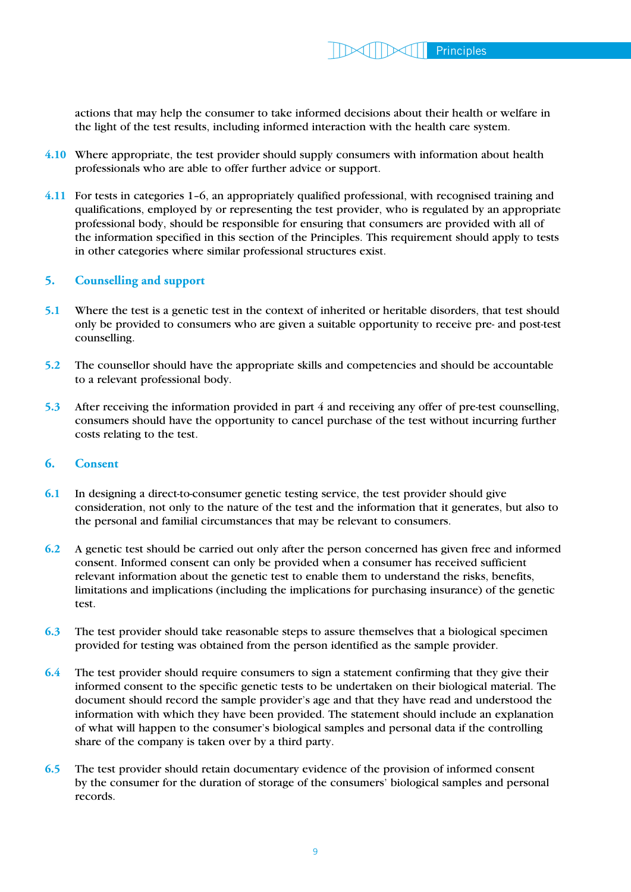actions that may help the consumer to take informed decisions about their health or welfare in the light of the test results, including informed interaction with the health care system.

**4.10** Where appropriate, the test provider should supply consumers with information about health professionals who are able to offer further advice or support.

**4.11** For tests in categories 1–6, an appropriately qualified professional, with recognised training and qualifications, employed by or representing the test provider, who is regulated by an appropriate professional body, should be responsible for ensuring that consumers are provided with all of the information specified in this section of the Principles. This requirement should apply to tests in other categories where similar professional structures exist.

## 5. Counselling and support

**5.1** Where the test is a genetic test in the context of inherited or heritable disorders, that test should only be provided to consumers who are given a suitable opportunity to receive pre- and post-test counselling.

**5.2** The counsellor should have the appropriate skills and competencies and should be accountable to a relevant professional body.

**5.3** After receiving the information provided in part 4 and receiving any offer of pre-test counselling, consumers should have the opportunity to cancel purchase of the test without incurring further costs relating to the test.

## 6. Consent

**6.1** In designing a direct-to-consumer genetic testing service, the test provider should give consideration, not only to the nature of the test and the information that it generates, but also to the personal and familial circumstances that may be relevant to consumers.

**6.2** A genetic test should be carried out only after the person concerned has given free and informed consent. Informed consent can only be provided when a consumer has received sufficient relevant information about the genetic test to enable them to understand the risks, benefits, limitations and implications (including the implications for purchasing insurance) of the genetic test.

**6.3** The test provider should take reasonable steps to assure themselves that a biological specimen provided for testing was obtained from the person identified as the sample provider.

**6.4** The test provider should require consumers to sign a statement confirming that they give their informed consent to the specific genetic tests to be undertaken on their biological material. The document should record the sample provider's age and that they have read and understood the information with which they have been provided. The statement should include an explanation of what will happen to the consumer's biological samples and personal data if the controlling share of the company is taken over by a third party.

**6.5** The test provider should retain documentary evidence of the provision of informed consent by the consumer for the duration of storage of the consumers' biological samples and personal records.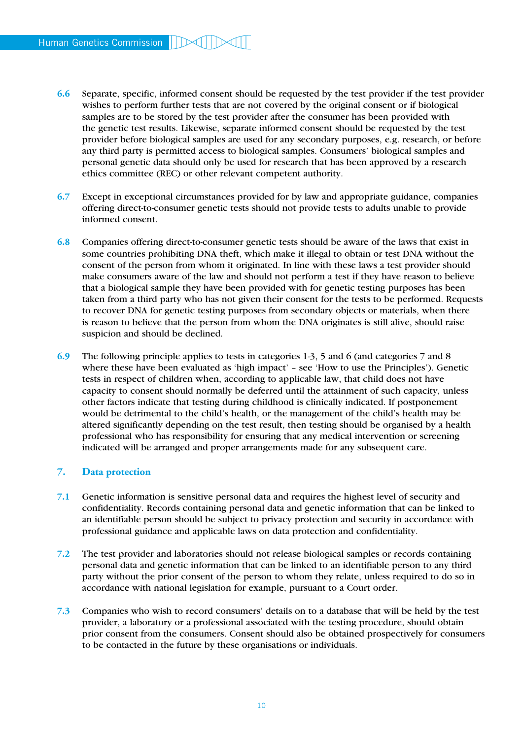**6.6** Separate, specific, informed consent should be requested by the test provider if the test provider wishes to perform further tests that are not covered by the original consent or if biological samples are to be stored by the test provider after the consumer has been provided with the genetic test results. Likewise, separate informed consent should be requested by the test provider before biological samples are used for any secondary purposes, e.g. research, or before any third party is permitted access to biological samples. Consumers' biological samples and personal genetic data should only be used for research that has been approved by a research ethics committee (REC) or other relevant competent authority.

**6.7** Except in exceptional circumstances provided for by law and appropriate guidance, companies offering direct-to-consumer genetic tests should not provide tests to adults unable to provide informed consent.

**6.8** Companies offering direct-to-consumer genetic tests should be aware of the laws that exist in some countries prohibiting DNA theft, which make it illegal to obtain or test DNA without the consent of the person from whom it originated. In line with these laws a test provider should make consumers aware of the law and should not perform a test if they have reason to believe that a biological sample they have been provided with for genetic testing purposes has been taken from a third party who has not given their consent for the tests to be performed. Requests to recover DNA for genetic testing purposes from secondary objects or materials, when there is reason to believe that the person from whom the DNA originates is still alive, should raise suspicion and should be declined.

**6.9** The following principle applies to tests in categories 1-3, 5 and 6 (and categories 7 and 8 where these have been evaluated as 'high impact' – see 'How to use the Principles'). Genetic tests in respect of children when, according to applicable law, that child does not have capacity to consent should normally be deferred until the attainment of such capacity, unless other factors indicate that testing during childhood is clinically indicated. If postponement would be detrimental to the child's health, or the management of the child's health may be altered significantly depending on the test result, then testing should be organised by a health professional who has responsibility for ensuring that any medical intervention or screening indicated will be arranged and proper arrangements made for any subsequent care.

## 7. Data protection

**7.1** Genetic information is sensitive personal data and requires the highest level of security and confidentiality. Records containing personal data and genetic information that can be linked to an identifiable person should be subject to privacy protection and security in accordance with professional guidance and applicable laws on data protection and confidentiality.

**7.2** The test provider and laboratories should not release biological samples or records containing personal data and genetic information that can be linked to an identifiable person to any third party without the prior consent of the person to whom they relate, unless required to do so in accordance with national legislation for example, pursuant to a Court order.

**7.3** Companies who wish to record consumers' details on to a database that will be held by the test provider, a laboratory or a professional associated with the testing procedure, should obtain prior consent from the consumers. Consent should also be obtained prospectively for consumers to be contacted in the future by these organisations or individuals.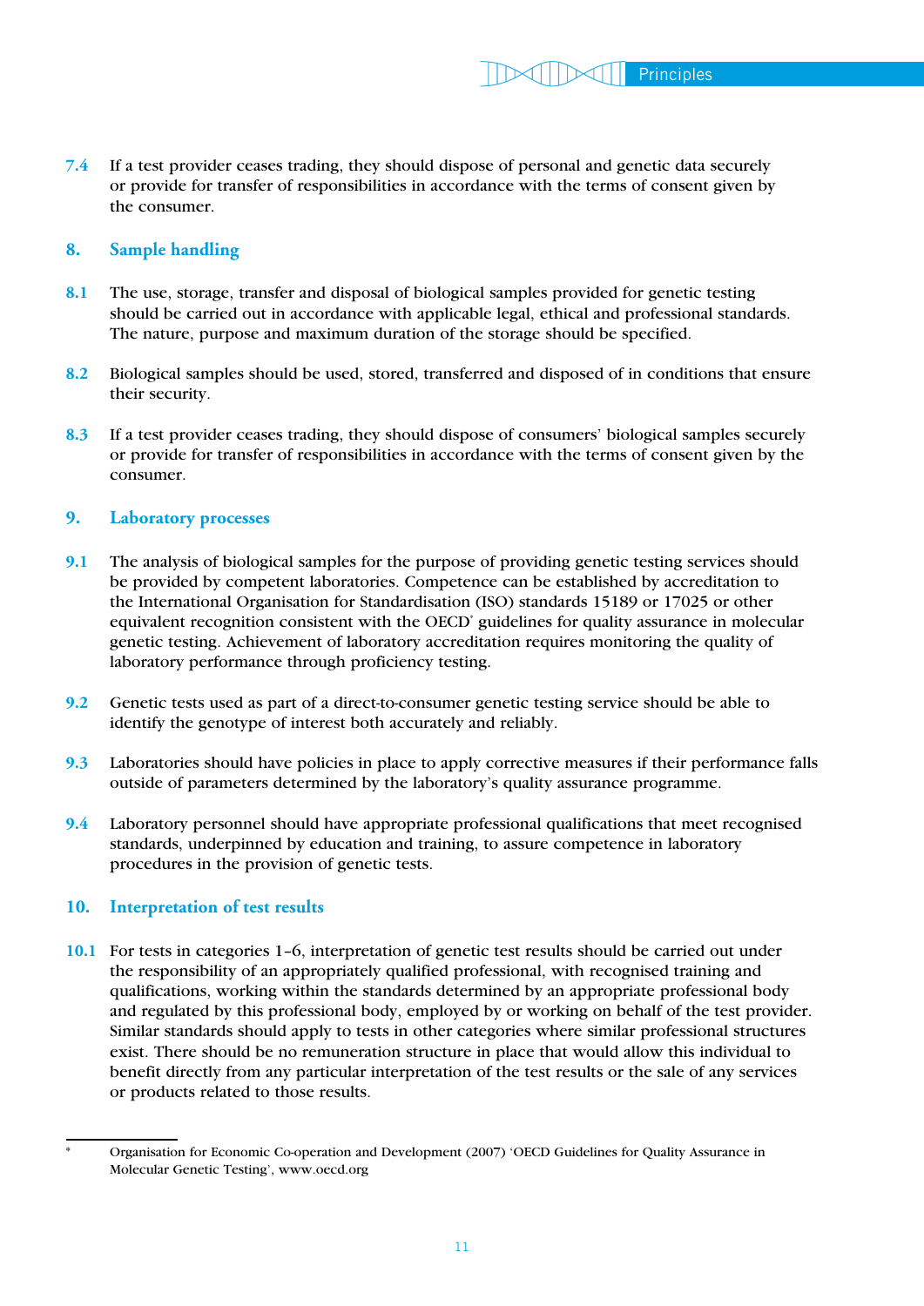7.4 If a test provider ceases trading, they should dispose of personal and genetic data securely or provide for transfer of responsibilities in accordance with the terms of consent given by the consumer.

## 8. Sample handling

8.1 The use, storage, transfer and disposal of biological samples provided for genetic testing should be carried out in accordance with applicable legal, ethical and professional standards. The nature, purpose and maximum duration of the storage should be specified.

8.2 Biological samples should be used, stored, transferred and disposed of in conditions that ensure their security.

8.3 If a test provider ceases trading, they should dispose of consumers' biological samples securely or provide for transfer of responsibilities in accordance with the terms of consent given by the consumer.

## 9. Laboratory processes

9.1 The analysis of biological samples for the purpose of providing genetic testing services should be provided by competent laboratories. Competence can be established by accreditation to the International Organisation for Standardisation (ISO) standards 15189 or 17025 or other equivalent recognition consistent with the OECD* guidelines for quality assurance in molecular genetic testing. Achievement of laboratory accreditation requires monitoring the quality of laboratory performance through proficiency testing.

9.2 Genetic tests used as part of a direct-to-consumer genetic testing service should be able to identify the genotype of interest both accurately and reliably.

9.3 Laboratories should have policies in place to apply corrective measures if their performance falls outside of parameters determined by the laboratory's quality assurance programme.

9.4 Laboratory personnel should have appropriate professional qualifications that meet recognised standards, underpinned by education and training, to assure competence in laboratory procedures in the provision of genetic tests.

## 10. Interpretation of test results

10.1 For tests in categories 1–6, interpretation of genetic test results should be carried out under the responsibility of an appropriately qualified professional, with recognised training and qualifications, working within the standards determined by an appropriate professional body and regulated by this professional body, employed by or working on behalf of the test provider. Similar standards should apply to tests in other categories where similar professional structures exist. There should be no remuneration structure in place that would allow this individual to benefit directly from any particular interpretation of the test results or the sale of any services or products related to those results.

---

\* Organisation for Economic Co-operation and Development (2007) 'OECD Guidelines for Quality Assurance in Molecular Genetic Testing', www.oecd.org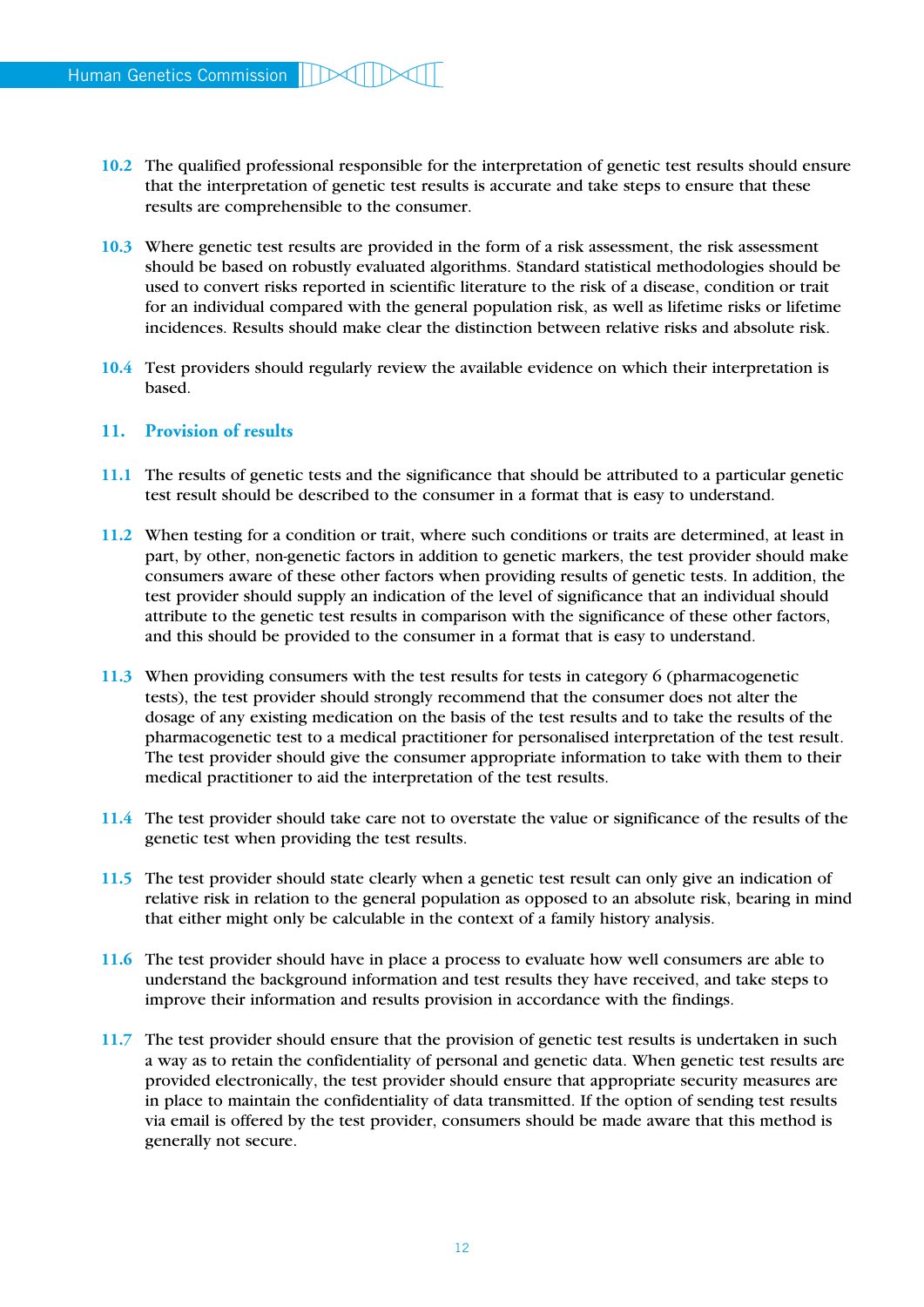**10.2** The qualified professional responsible for the interpretation of genetic test results should ensure that the interpretation of genetic test results is accurate and take steps to ensure that these results are comprehensible to the consumer.

**10.3** Where genetic test results are provided in the form of a risk assessment, the risk assessment should be based on robustly evaluated algorithms. Standard statistical methodologies should be used to convert risks reported in scientific literature to the risk of a disease, condition or trait for an individual compared with the general population risk, as well as lifetime risks or lifetime incidences. Results should make clear the distinction between relative risks and absolute risk.

**10.4** Test providers should regularly review the available evidence on which their interpretation is based.

## 11. Provision of results

**11.1** The results of genetic tests and the significance that should be attributed to a particular genetic test result should be described to the consumer in a format that is easy to understand.

**11.2** When testing for a condition or trait, where such conditions or traits are determined, at least in part, by other, non-genetic factors in addition to genetic markers, the test provider should make consumers aware of these other factors when providing results of genetic tests. In addition, the test provider should supply an indication of the level of significance that an individual should attribute to the genetic test results in comparison with the significance of these other factors, and this should be provided to the consumer in a format that is easy to understand.

**11.3** When providing consumers with the test results for tests in category 6 (pharmacogenetic tests), the test provider should strongly recommend that the consumer does not alter the dosage of any existing medication on the basis of the test results and to take the results of the pharmacogenetic test to a medical practitioner for personalised interpretation of the test result. The test provider should give the consumer appropriate information to take with them to their medical practitioner to aid the interpretation of the test results.

**11.4** The test provider should take care not to overstate the value or significance of the results of the genetic test when providing the test results.

**11.5** The test provider should state clearly when a genetic test result can only give an indication of relative risk in relation to the general population as opposed to an absolute risk, bearing in mind that either might only be calculable in the context of a family history analysis.

**11.6** The test provider should have in place a process to evaluate how well consumers are able to understand the background information and test results they have received, and take steps to improve their information and results provision in accordance with the findings.

**11.7** The test provider should ensure that the provision of genetic test results is undertaken in such a way as to retain the confidentiality of personal and genetic data. When genetic test results are provided electronically, the test provider should ensure that appropriate security measures are in place to maintain the confidentiality of data transmitted. If the option of sending test results via email is offered by the test provider, consumers should be made aware that this method is generally not secure.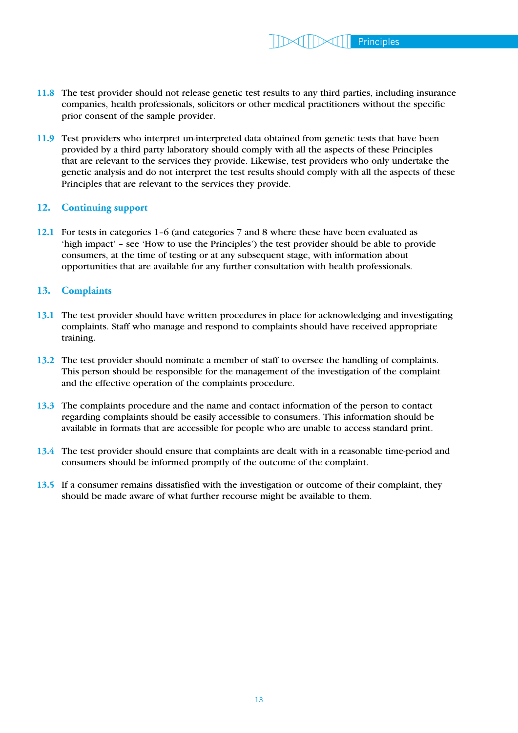**11.8** The test provider should not release genetic test results to any third parties, including insurance companies, health professionals, solicitors or other medical practitioners without the specific prior consent of the sample provider.

**11.9** Test providers who interpret un-interpreted data obtained from genetic tests that have been provided by a third party laboratory should comply with all the aspects of these Principles that are relevant to the services they provide. Likewise, test providers who only undertake the genetic analysis and do not interpret the test results should comply with all the aspects of these Principles that are relevant to the services they provide.

## 12. Continuing support

**12.1** For tests in categories 1–6 (and categories 7 and 8 where these have been evaluated as 'high impact' – see 'How to use the Principles') the test provider should be able to provide consumers, at the time of testing or at any subsequent stage, with information about opportunities that are available for any further consultation with health professionals.

## 13. Complaints

**13.1** The test provider should have written procedures in place for acknowledging and investigating complaints. Staff who manage and respond to complaints should have received appropriate training.

**13.2** The test provider should nominate a member of staff to oversee the handling of complaints. This person should be responsible for the management of the investigation of the complaint and the effective operation of the complaints procedure.

**13.3** The complaints procedure and the name and contact information of the person to contact regarding complaints should be easily accessible to consumers. This information should be available in formats that are accessible for people who are unable to access standard print.

**13.4** The test provider should ensure that complaints are dealt with in a reasonable time-period and consumers should be informed promptly of the outcome of the complaint.

**13.5** If a consumer remains dissatisfied with the investigation or outcome of their complaint, they should be made aware of what further recourse might be available to them.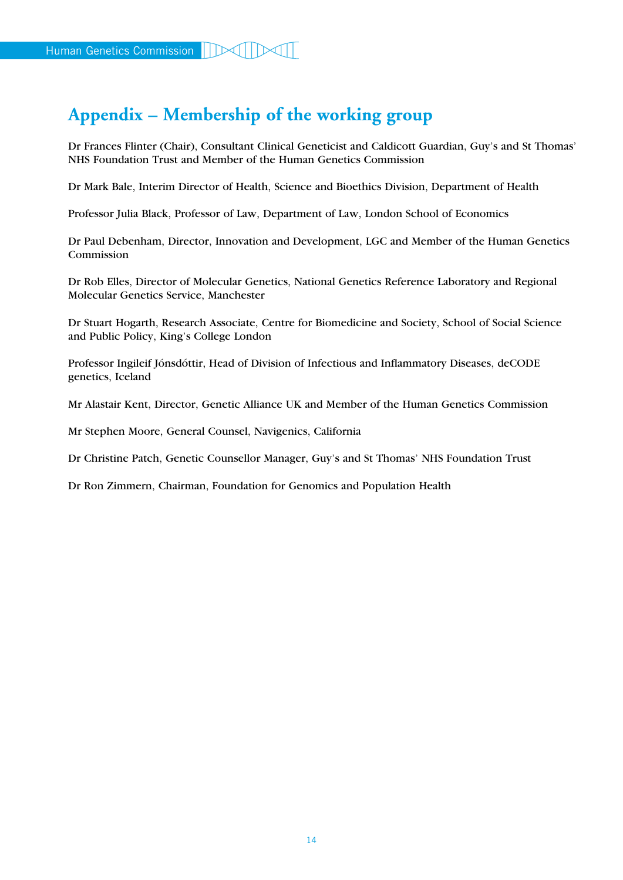# Appendix – Membership of the working group

Dr Frances Flinter (Chair), Consultant Clinical Geneticist and Caldicott Guardian, Guy's and St Thomas' NHS Foundation Trust and Member of the Human Genetics Commission

Dr Mark Bale, Interim Director of Health, Science and Bioethics Division, Department of Health

Professor Julia Black, Professor of Law, Department of Law, London School of Economics

Dr Paul Debenham, Director, Innovation and Development, LGC and Member of the Human Genetics Commission

Dr Rob Elles, Director of Molecular Genetics, National Genetics Reference Laboratory and Regional Molecular Genetics Service, Manchester

Dr Stuart Hogarth, Research Associate, Centre for Biomedicine and Society, School of Social Science and Public Policy, King's College London

Professor Ingileif Jónsdóttir, Head of Division of Infectious and Inflammatory Diseases, deCODE genetics, Iceland

Mr Alastair Kent, Director, Genetic Alliance UK and Member of the Human Genetics Commission

Mr Stephen Moore, General Counsel, Navigenics, California

Dr Christine Patch, Genetic Counsellor Manager, Guy's and St Thomas' NHS Foundation Trust

Dr Ron Zimmern, Chairman, Foundation for Genomics and Population Health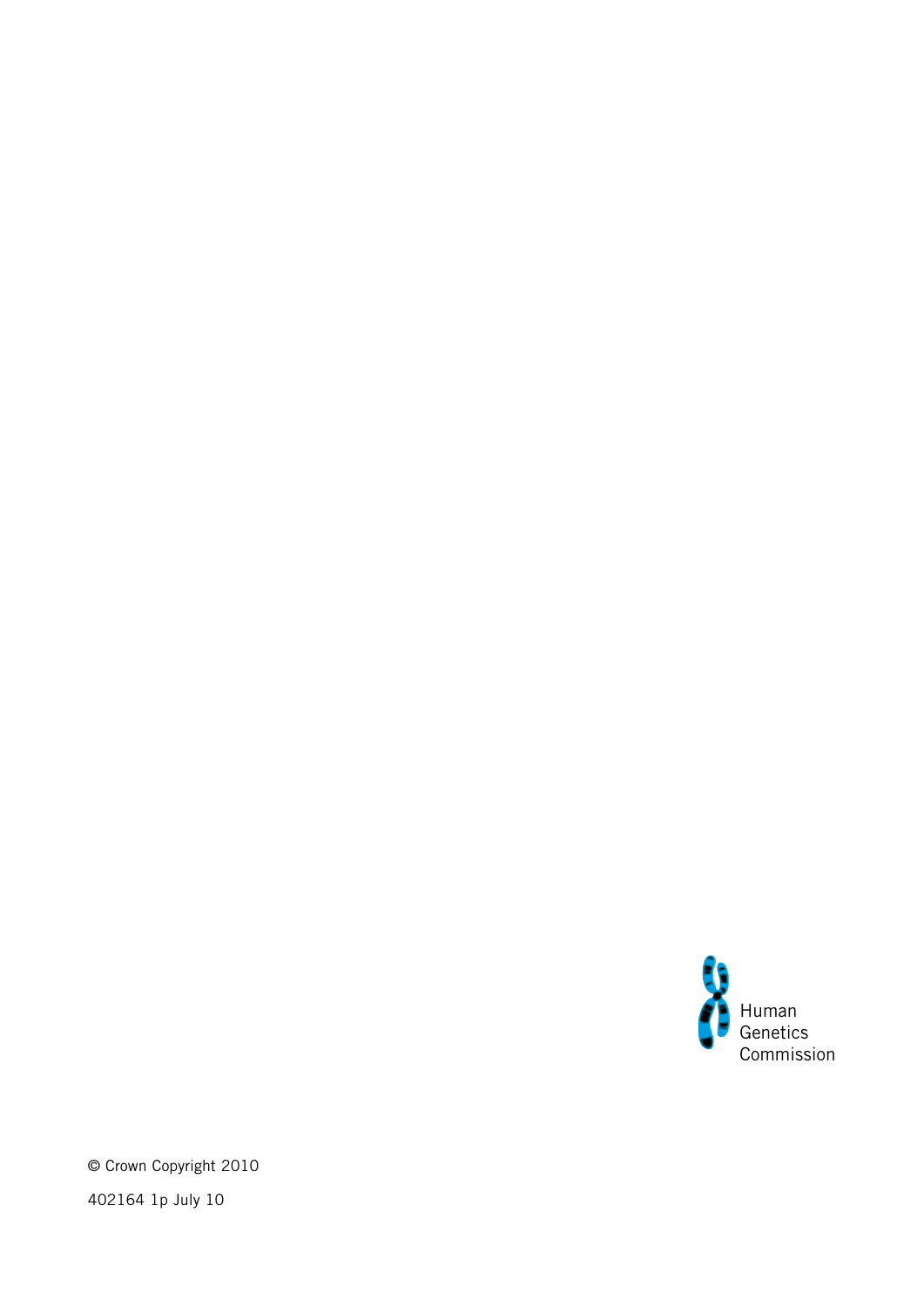Human
Genetics
Commission

© Crown Copyright 2010

402164 1p July 10